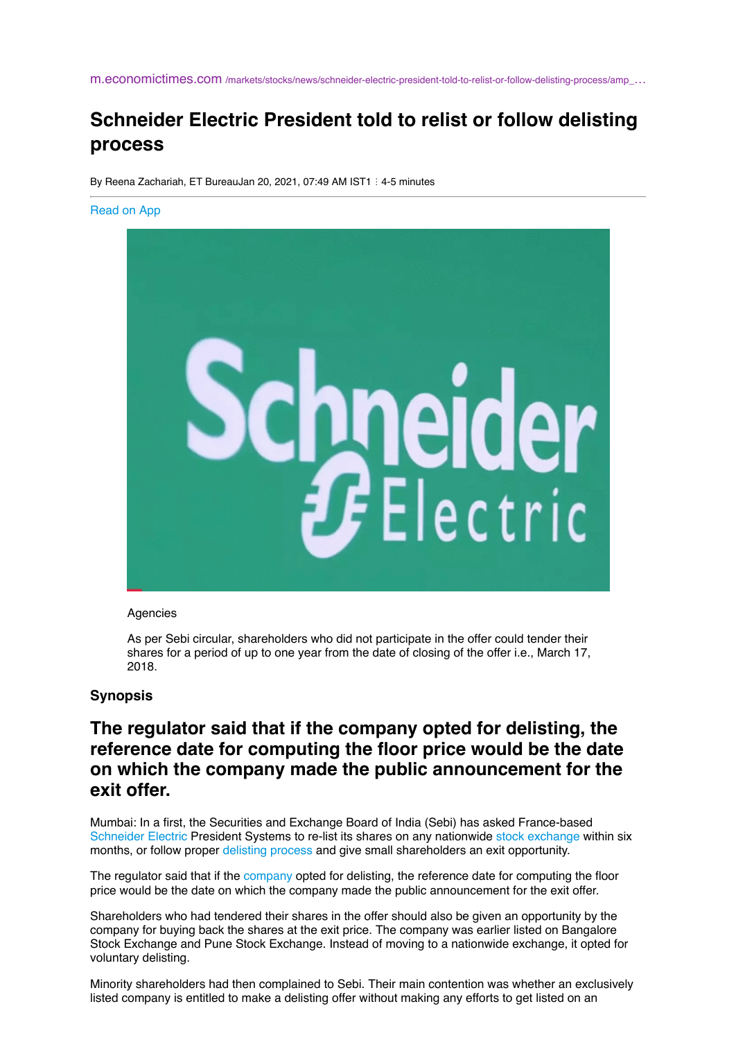m.economictimes.com /markets/stocks/news/schneider-electric-president-told-to-relist-or-follow-delisting-process/amp_…

# Schneider Electric President told to relist or follow delisting process

By Reena Zachariah, ET BureauJan 20, 2021, 07:49 AM IST1 : 4-5 minutes

Read on App

Agencies

As per Sebi circular, shareholders who did not participate in the offer could tender their shares for a period of up to one year from the date of closing of the offer i.e., March 17, 2018.

### Synopsis

## The regulator said that if the company opted for delisting, the reference date for computing the floor price would be the date on which the company made the public announcement for the exit offer.

Mumbai: In a first, the Securities and Exchange Board of India (Sebi) has asked France-based Schneider Electric President Systems to re-list its shares on any nationwide stock exchange within six months, or follow proper delisting process and give small shareholders an exit opportunity.

The regulator said that if the company opted for delisting, the reference date for computing the floor price would be the date on which the company made the public announcement for the exit offer.

Shareholders who had tendered their shares in the offer should also be given an opportunity by the company for buying back the shares at the exit price. The company was earlier listed on Bangalore Stock Exchange and Pune Stock Exchange. Instead of moving to a nationwide exchange, it opted for voluntary delisting.

Minority shareholders had then complained to Sebi. Their main contention was whether an exclusively listed company is entitled to make a delisting offer without making any efforts to get listed on an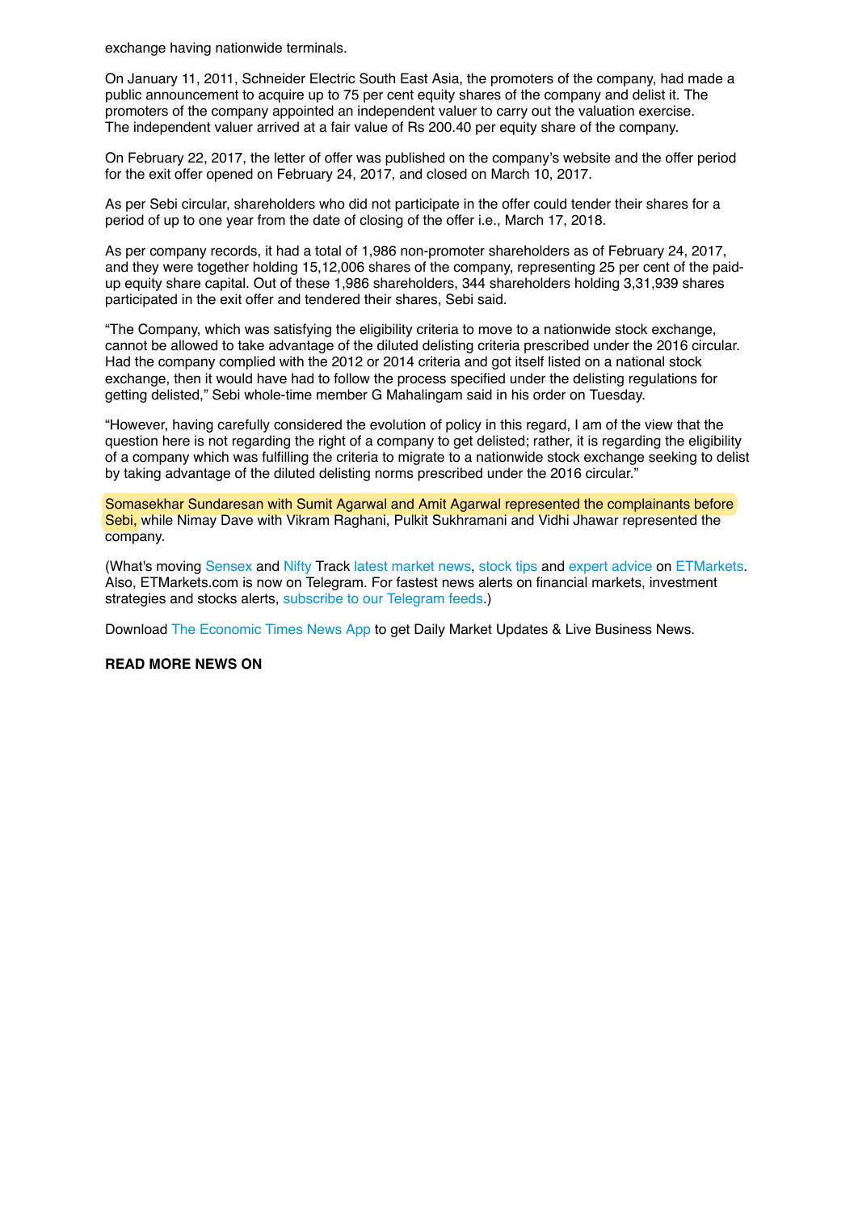exchange having nationwide terminals.

On January 11, 2011, Schneider Electric South East Asia, the promoters of the company, had made a public announcement to acquire up to 75 per cent equity shares of the company and delist it. The promoters of the company appointed an independent valuer to carry out the valuation exercise. The independent valuer arrived at a fair value of Rs 200.40 per equity share of the company.

On February 22, 2017, the letter of offer was published on the company's website and the offer period for the exit offer opened on February 24, 2017, and closed on March 10, 2017.

As per Sebi circular, shareholders who did not participate in the offer could tender their shares for a period of up to one year from the date of closing of the offer i.e., March 17, 2018.

As per company records, it had a total of 1,986 non-promoter shareholders as of February 24, 2017, and they were together holding 15,12,006 shares of the company, representing 25 per cent of the paid-up equity share capital. Out of these 1,986 shareholders, 344 shareholders holding 3,31,939 shares participated in the exit offer and tendered their shares, Sebi said.

"The Company, which was satisfying the eligibility criteria to move to a nationwide stock exchange, cannot be allowed to take advantage of the diluted delisting criteria prescribed under the 2016 circular. Had the company complied with the 2012 or 2014 criteria and got itself listed on a national stock exchange, then it would have had to follow the process specified under the delisting regulations for getting delisted," Sebi whole-time member G Mahalingam said in his order on Tuesday.

"However, having carefully considered the evolution of policy in this regard, I am of the view that the question here is not regarding the right of a company to get delisted; rather, it is regarding the eligibility of a company which was fulfilling the criteria to migrate to a nationwide stock exchange seeking to delist by taking advantage of the diluted delisting norms prescribed under the 2016 circular."

Somasekhar Sundaresan with Sumit Agarwal and Amit Agarwal represented the complainants before Sebi, while Nimay Dave with Vikram Raghani, Pulkit Sukhramani and Vidhi Jhawar represented the company.

(What's moving Sensex and Nifty Track latest market news, stock tips and expert advice on ETMarkets. Also, ETMarkets.com is now on Telegram. For fastest news alerts on financial markets, investment strategies and stocks alerts, subscribe to our Telegram feeds.)

Download The Economic Times News App to get Daily Market Updates & Live Business News.

**READ MORE NEWS ON**